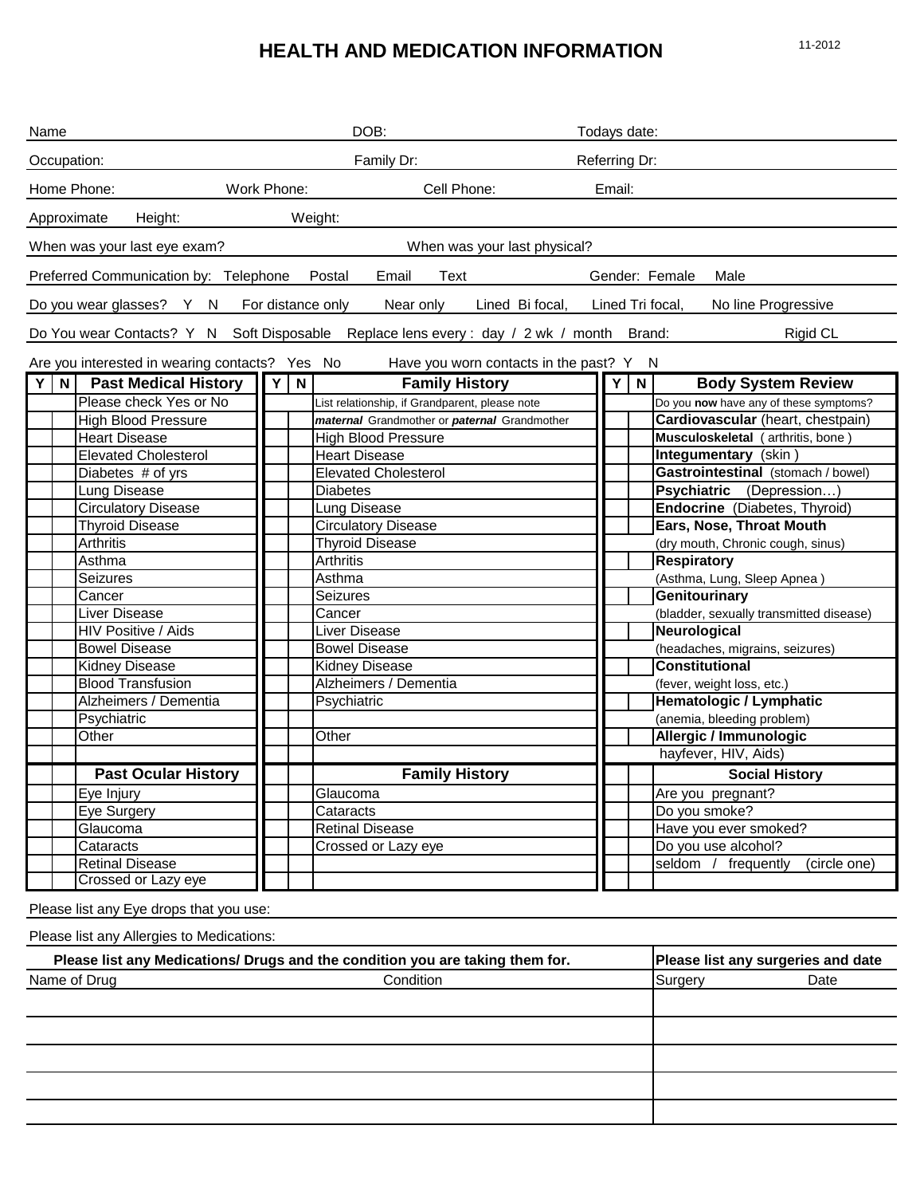# HEALTH AND MEDICATION INFORMATION

11-2012

Name DOB: Todays date:

Occupation: Family Dr: Referring Dr:

Home Phone: Work Phone: Cell Phone: Email:

Approximate Height: Weight:

When was your last eye exam? When was your last physical?

Preferred Communication by: Telephone Postal Email Text Gender: Female Male

Do you wear glasses? Y N For distance only Near only Lined Bi focal, Lined Tri focal, No line Progressive

Do You wear Contacts? Y N Soft Disposable Replace lens every : day / 2 wk / month Brand: Rigid CL

Are you interested in wearing contacts? Yes No Have you worn contacts in the past? Y N

| Y | N | Past Medical History | Y | N | Family History | Y | N | Body System Review |
|---|---|---|---|---|---|---|---|---|
| | | Please check Yes or No | | | List relationship, if Grandparent, please note | | | Do you **now** have any of these symptoms? |
| | | High Blood Pressure | | | ***maternal*** Grandmother or ***paternal*** Grandmother | | | **Cardiovascular** (heart, chestpain) |
| | | Heart Disease | | | High Blood Pressure | | | **Musculoskeletal** ( arthritis, bone ) |
| | | Elevated Cholesterol | | | Heart Disease | | | **Integumentary** (skin ) |
| | | Diabetes # of yrs | | | Elevated Cholesterol | | | **Gastrointestinal** (stomach / bowel) |
| | | Lung Disease | | | Diabetes | | | **Psychiatric** (Depression…) |
| | | Circulatory Disease | | | Lung Disease | | | **Endocrine** (Diabetes, Thyroid) |
| | | Thyroid Disease | | | Circulatory Disease | | | **Ears, Nose, Throat Mouth** |
| | | Arthritis | | | Thyroid Disease | | | (dry mouth, Chronic cough, sinus) |
| | | Asthma | | | Arthritis | | | **Respiratory** |
| | | Seizures | | | Asthma | | | (Asthma, Lung, Sleep Apnea ) |
| | | Cancer | | | Seizures | | | **Genitourinary** |
| | | Liver Disease | | | Cancer | | | (bladder, sexually transmitted disease) |
| | | HIV Positive / Aids | | | Liver Disease | | | **Neurological** |
| | | Bowel Disease | | | Bowel Disease | | | (headaches, migrains, seizures) |
| | | Kidney Disease | | | Kidney Disease | | | **Constitutional** |
| | | Blood Transfusion | | | Alzheimers / Dementia | | | (fever, weight loss, etc.) |
| | | Alzheimers / Dementia | | | Psychiatric | | | **Hematologic / Lymphatic** |
| | | Psychiatric | | | | | | (anemia, bleeding problem) |
| | | Other | | | Other | | | **Allergic / Immunologic** |
| | | | | | | | | hayfever, HIV, Aids) |
| | | **Past Ocular History** | | | **Family History** | | | **Social History** |
| | | Eye Injury | | | Glaucoma | | | Are you pregnant? |
| | | Eye Surgery | | | Cataracts | | | Do you smoke? |
| | | Glaucoma | | | Retinal Disease | | | Have you ever smoked? |
| | | Cataracts | | | Crossed or Lazy eye | | | Do you use alcohol? |
| | | Retinal Disease | | | | | | seldom / frequently (circle one) |
| | | Crossed or Lazy eye | | | | | | |

Please list any Eye drops that you use:

Please list any Allergies to Medications:

| **Please list any Medications/ Drugs and the condition you are taking them for.** | | **Please list any surgeries and date** | |
|---|---|---|---|
| Name of Drug | Condition | Surgery | Date |
| | | | |
| | | | |
| | | | |
| | | | |
| | | | |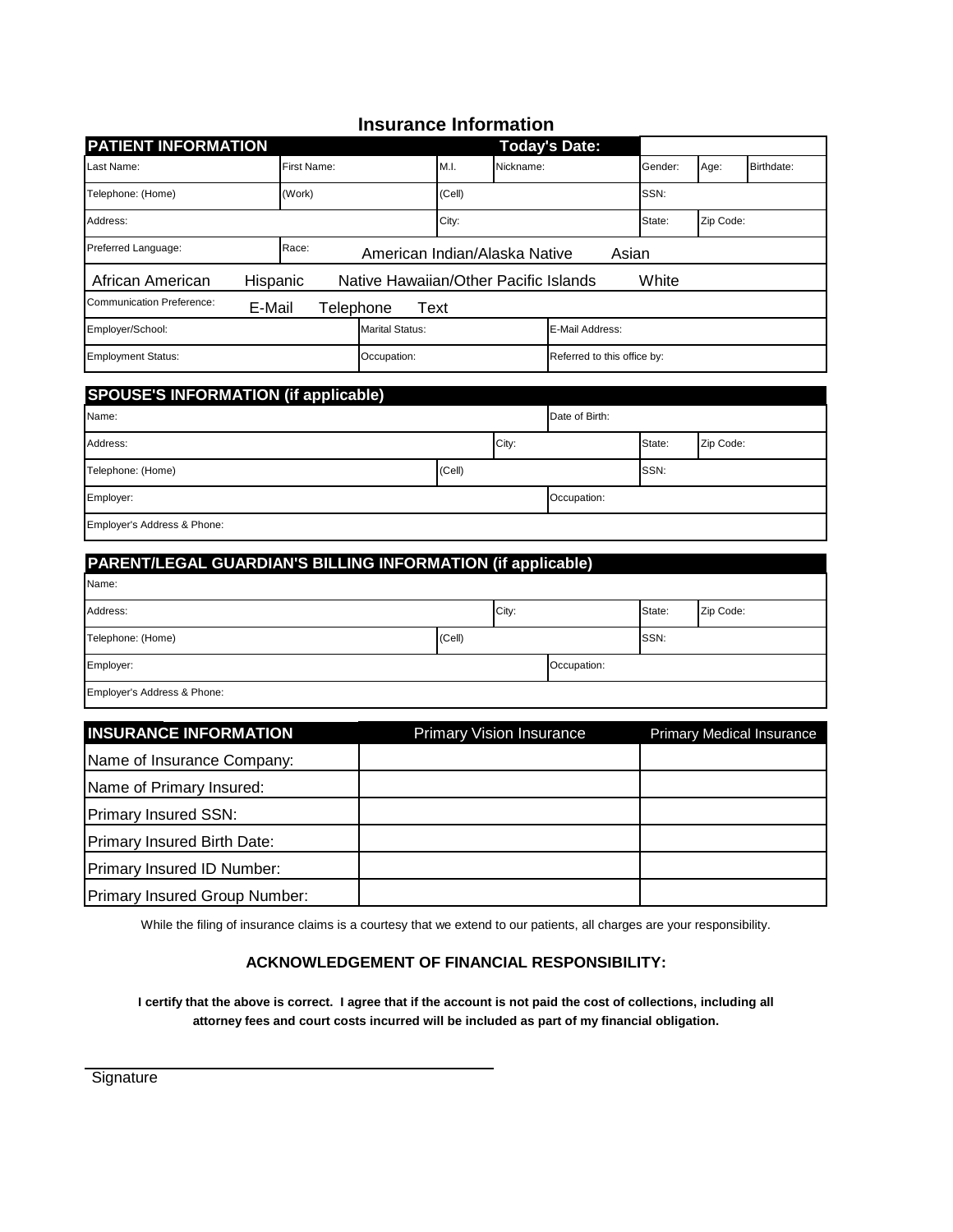# Insurance Information

## PATIENT INFORMATION

**Today's Date:**

| Last Name: | First Name: | M.I. | Nickname: | Gender: | Age: | Birthdate: |
|---|---|---|---|---|---|---|
| Telephone: (Home) | (Work) | (Cell) | | SSN: | | |
| Address: | | City: | | State: | Zip Code: | |

Preferred Language:

Race: American Indian/Alaska Native Asian African American Hispanic Native Hawaiian/Other Pacific Islands White

Communication Preference: E-Mail Telephone Text

| Employer/School: | Marital Status: | E-Mail Address: |
|---|---|---|
| Employment Status: | Occupation: | Referred to this office by: |

## SPOUSE'S INFORMATION (if applicable)

| Name: | | | Date of Birth: | |
|---|---|---|---|---|
| Address: | | City: | State: | Zip Code: |
| Telephone: (Home) | (Cell) | | SSN: | |
| Employer: | | | Occupation: | |
| Employer's Address & Phone: | | | | |

## PARENT/LEGAL GUARDIAN'S BILLING INFORMATION (if applicable)

| Name: | | | | |
|---|---|---|---|---|
| Address: | | City: | State: | Zip Code: |
| Telephone: (Home) | (Cell) | | SSN: | |
| Employer: | | | Occupation: | |
| Employer's Address & Phone: | | | | |

## INSURANCE INFORMATION

| INSURANCE INFORMATION | Primary Vision Insurance | Primary Medical Insurance |
|---|---|---|
| Name of Insurance Company: | | |
| Name of Primary Insured: | | |
| Primary Insured SSN: | | |
| Primary Insured Birth Date: | | |
| Primary Insured ID Number: | | |
| Primary Insured Group Number: | | |

While the filing of insurance claims is a courtesy that we extend to our patients, all charges are your responsibility.

### ACKNOWLEDGEMENT OF FINANCIAL RESPONSIBILITY:

**I certify that the above is correct. I agree that if the account is not paid the cost of collections, including all attorney fees and court costs incurred will be included as part of my financial obligation.**

Signature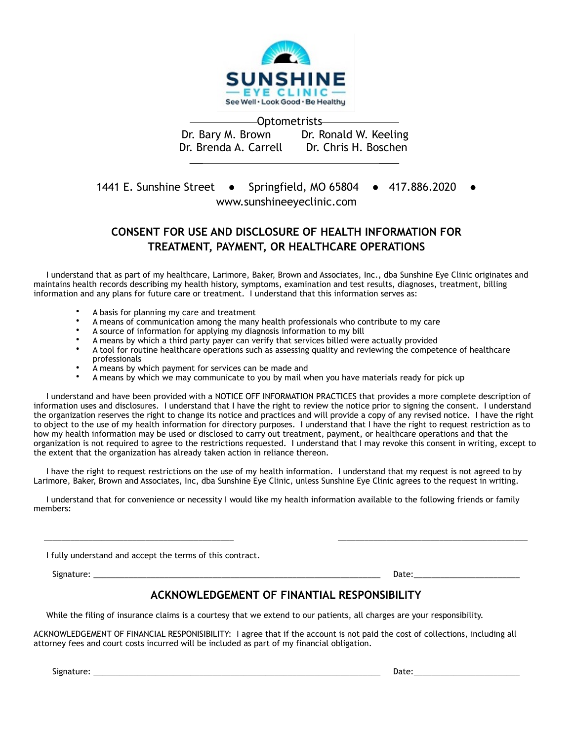SUNSHINE
EYE CLINIC
See Well • Look Good • Be Healthy

Optometrists

Dr. Bary M. Brown      Dr. Ronald W. Keeling
Dr. Brenda A. Carrell      Dr. Chris H. Boschen

1441 E. Sunshine Street ● Springfield, MO 65804 ● 417.886.2020 ●
www.sunshineeyeclinic.com

## CONSENT FOR USE AND DISCLOSURE OF HEALTH INFORMATION FOR TREATMENT, PAYMENT, OR HEALTHCARE OPERATIONS

I understand that as part of my healthcare, Larimore, Baker, Brown and Associates, Inc., dba Sunshine Eye Clinic originates and maintains health records describing my health history, symptoms, examination and test results, diagnoses, treatment, billing information and any plans for future care or treatment. I understand that this information serves as:

- A basis for planning my care and treatment
- A means of communication among the many health professionals who contribute to my care
- A source of information for applying my diagnosis information to my bill
- A means by which a third party payer can verify that services billed were actually provided
- A tool for routine healthcare operations such as assessing quality and reviewing the competence of healthcare professionals
- A means by which payment for services can be made and
- A means by which we may communicate to you by mail when you have materials ready for pick up

I understand and have been provided with a NOTICE OFF INFORMATION PRACTICES that provides a more complete description of information uses and disclosures. I understand that I have the right to review the notice prior to signing the consent. I understand the organization reserves the right to change its notice and practices and will provide a copy of any revised notice. I have the right to object to the use of my health information for directory purposes. I understand that I have the right to request restriction as to how my health information may be used or disclosed to carry out treatment, payment, or healthcare operations and that the organization is not required to agree to the restrictions requested. I understand that I may revoke this consent in writing, except to the extent that the organization has already taken action in reliance thereon.

I have the right to request restrictions on the use of my health information. I understand that my request is not agreed to by Larimore, Baker, Brown and Associates, Inc, dba Sunshine Eye Clinic, unless Sunshine Eye Clinic agrees to the request in writing.

I understand that for convenience or necessity I would like my health information available to the following friends or family members:

\_\_\_\_\_\_\_\_\_\_\_\_\_\_\_\_\_\_\_\_\_\_\_\_\_\_\_\_\_\_\_\_\_\_\_\_\_\_\_\_      \_\_\_\_\_\_\_\_\_\_\_\_\_\_\_\_\_\_\_\_\_\_\_\_\_\_\_\_\_\_\_\_\_\_\_\_\_\_\_\_

I fully understand and accept the terms of this contract.

Signature: \_\_\_\_\_\_\_\_\_\_\_\_\_\_\_\_\_\_\_\_\_\_\_\_\_\_\_\_\_\_\_\_\_\_\_\_\_\_\_\_\_\_\_\_\_\_\_\_\_\_\_\_\_\_\_\_\_\_\_\_\_\_ Date:\_\_\_\_\_\_\_\_\_\_\_\_\_\_\_\_\_\_\_\_\_\_\_\_

## ACKNOWLEDGEMENT OF FINANTIAL RESPONSIBILITY

While the filing of insurance claims is a courtesy that we extend to our patients, all charges are your responsibility.

ACKNOWLEDGEMENT OF FINANCIAL RESPONISIBILITY: I agree that if the account is not paid the cost of collections, including all attorney fees and court costs incurred will be included as part of my financial obligation.

Signature: \_\_\_\_\_\_\_\_\_\_\_\_\_\_\_\_\_\_\_\_\_\_\_\_\_\_\_\_\_\_\_\_\_\_\_\_\_\_\_\_\_\_\_\_\_\_\_\_\_\_\_\_\_\_\_\_\_\_\_\_\_\_ Date:\_\_\_\_\_\_\_\_\_\_\_\_\_\_\_\_\_\_\_\_\_\_\_\_